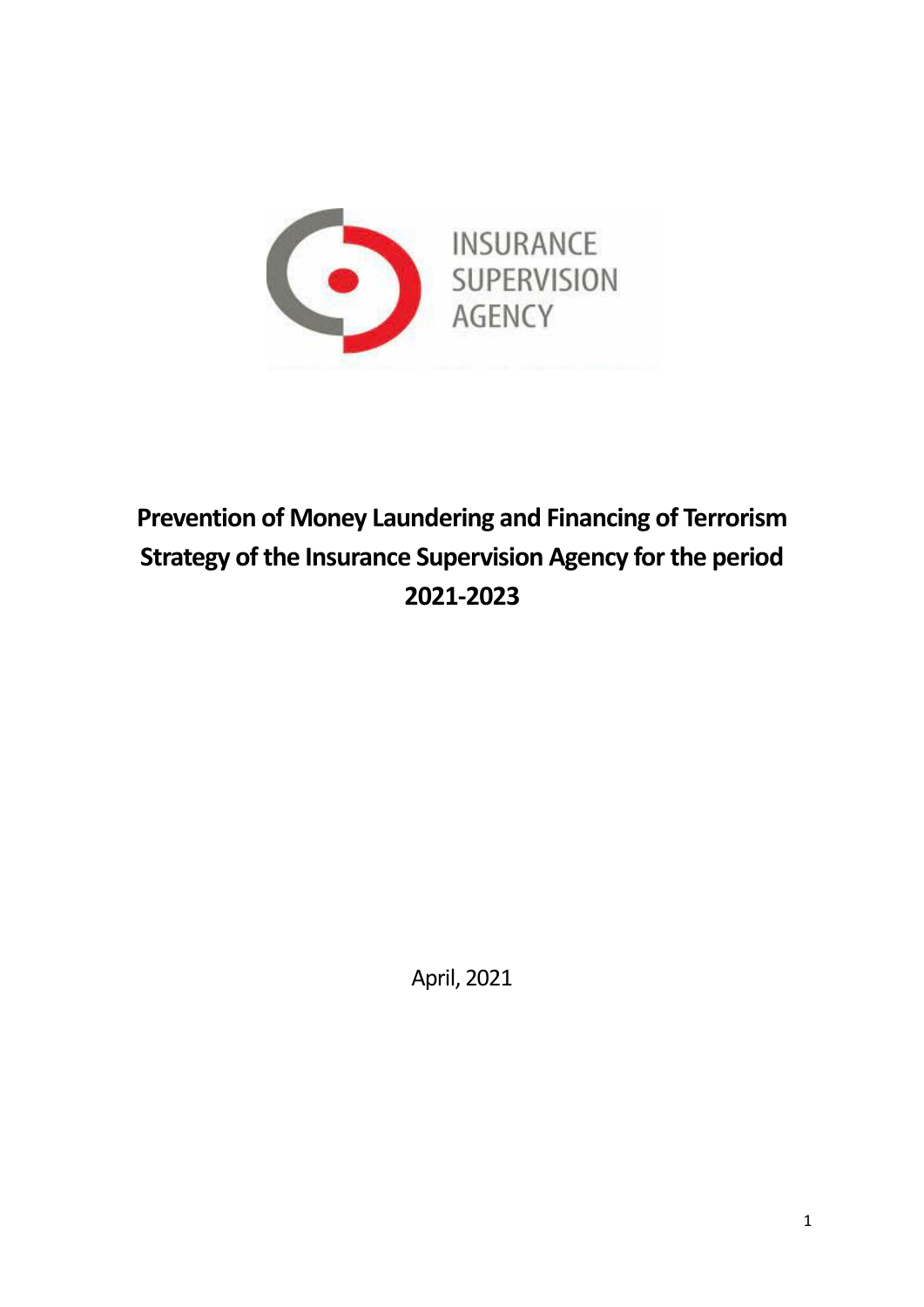INSURANCE SUPERVISION AGENCY

# Prevention of Money Laundering and Financing of Terrorism Strategy of the Insurance Supervision Agency for the period 2021-2023

April, 2021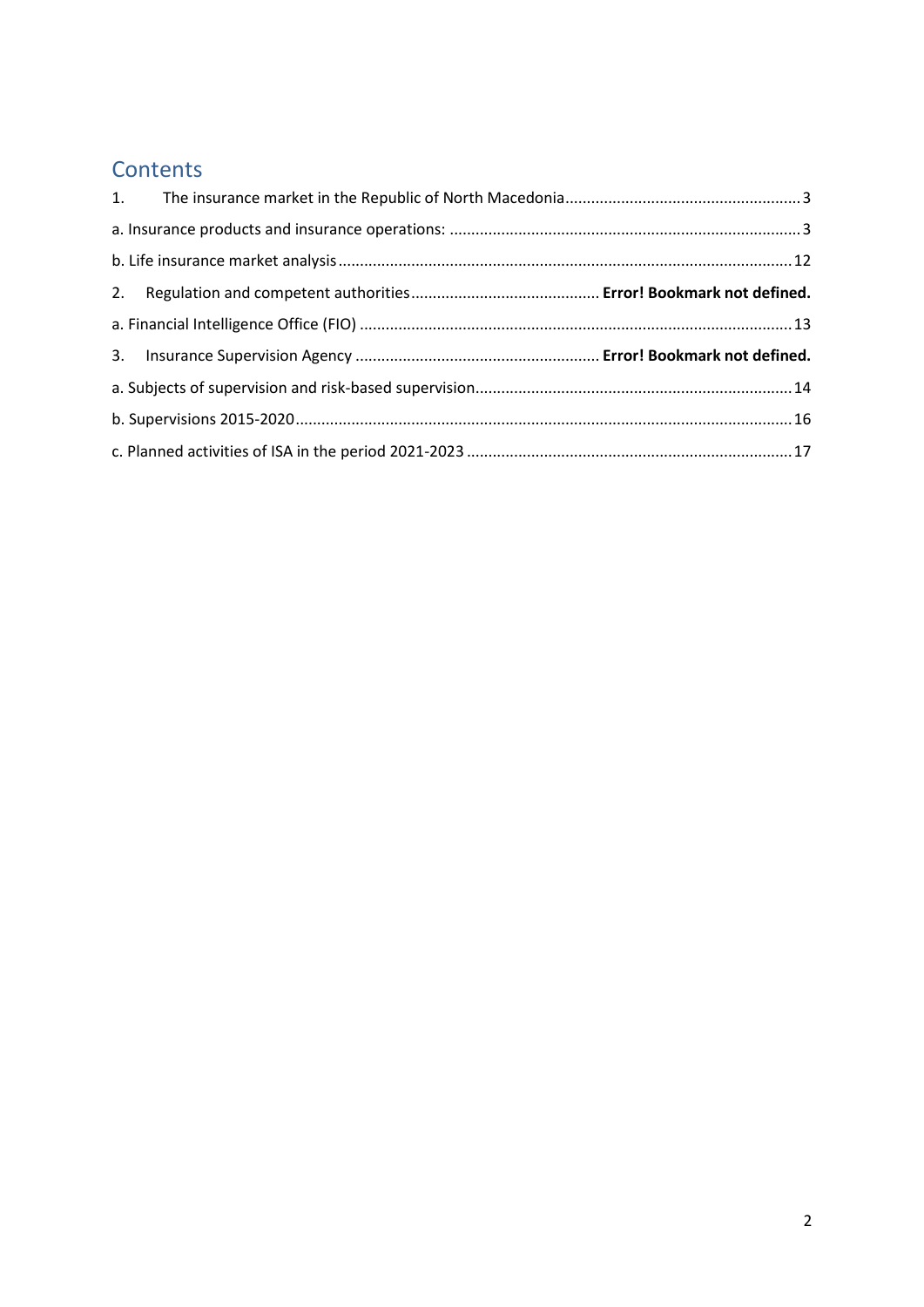## Contents

1. The insurance market in the Republic of North Macedonia ........................................................ 3
   a. Insurance products and insurance operations: ................................................................................ 3
   b. Life insurance market analysis ........................................................................................................ 12
2. Regulation and competent authorities ........................................... **Error! Bookmark not defined.**
   a. Financial Intelligence Office (FIO) ................................................................................................... 13
3. Insurance Supervision Agency ........................................................ **Error! Bookmark not defined.**
   a. Subjects of supervision and risk-based supervision ......................................................................... 14
   b. Supervisions 2015-2020 ................................................................................................................... 16
   c. Planned activities of ISA in the period 2021-2023 ........................................................................... 17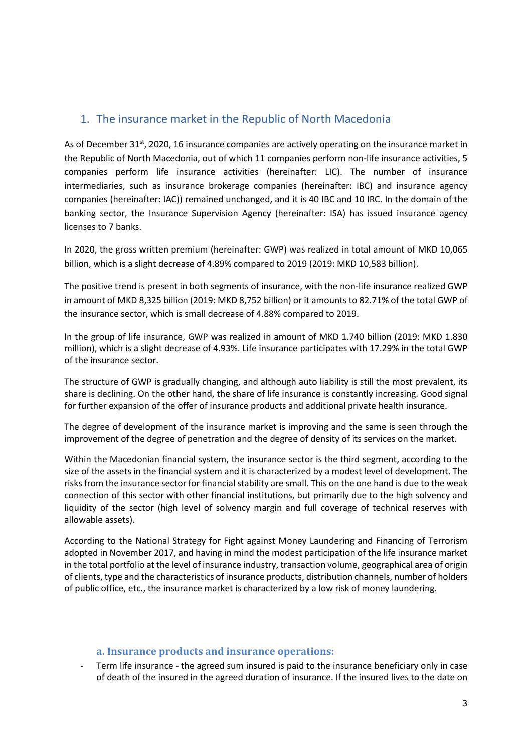## 1. The insurance market in the Republic of North Macedonia

As of December 31st, 2020, 16 insurance companies are actively operating on the insurance market in the Republic of North Macedonia, out of which 11 companies perform non-life insurance activities, 5 companies perform life insurance activities (hereinafter: LIC). The number of insurance intermediaries, such as insurance brokerage companies (hereinafter: IBC) and insurance agency companies (hereinafter: IAC)) remained unchanged, and it is 40 IBC and 10 IRC. In the domain of the banking sector, the Insurance Supervision Agency (hereinafter: ISA) has issued insurance agency licenses to 7 banks.

In 2020, the gross written premium (hereinafter: GWP) was realized in total amount of MKD 10,065 billion, which is a slight decrease of 4.89% compared to 2019 (2019: MKD 10,583 billion).

The positive trend is present in both segments of insurance, with the non-life insurance realized GWP in amount of MKD 8,325 billion (2019: MKD 8,752 billion) or it amounts to 82.71% of the total GWP of the insurance sector, which is small decrease of 4.88% compared to 2019.

In the group of life insurance, GWP was realized in amount of MKD 1.740 billion (2019: MKD 1.830 million), which is a slight decrease of 4.93%. Life insurance participates with 17.29% in the total GWP of the insurance sector.

The structure of GWP is gradually changing, and although auto liability is still the most prevalent, its share is declining. On the other hand, the share of life insurance is constantly increasing. Good signal for further expansion of the offer of insurance products and additional private health insurance.

The degree of development of the insurance market is improving and the same is seen through the improvement of the degree of penetration and the degree of density of its services on the market.

Within the Macedonian financial system, the insurance sector is the third segment, according to the size of the assets in the financial system and it is characterized by a modest level of development. The risks from the insurance sector for financial stability are small. This on the one hand is due to the weak connection of this sector with other financial institutions, but primarily due to the high solvency and liquidity of the sector (high level of solvency margin and full coverage of technical reserves with allowable assets).

According to the National Strategy for Fight against Money Laundering and Financing of Terrorism adopted in November 2017, and having in mind the modest participation of the life insurance market in the total portfolio at the level of insurance industry, transaction volume, geographical area of origin of clients, type and the characteristics of insurance products, distribution channels, number of holders of public office, etc., the insurance market is characterized by a low risk of money laundering.

### a. Insurance products and insurance operations:

- Term life insurance - the agreed sum insured is paid to the insurance beneficiary only in case of death of the insured in the agreed duration of insurance. If the insured lives to the date on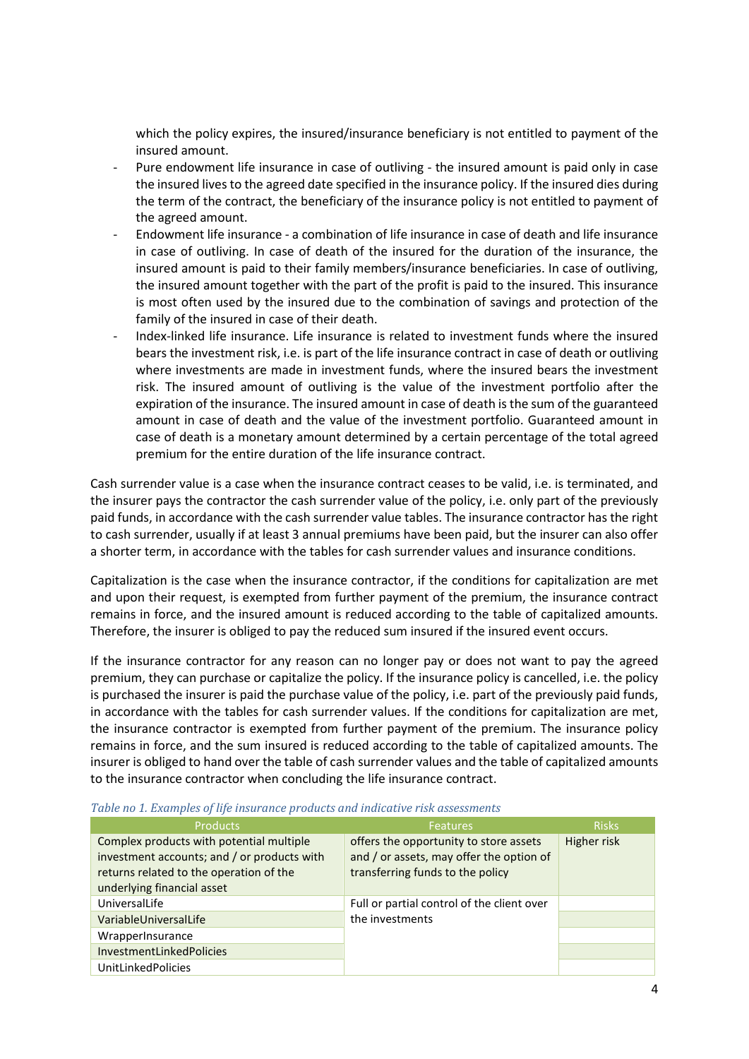which the policy expires, the insured/insurance beneficiary is not entitled to payment of the insured amount.

- Pure endowment life insurance in case of outliving - the insured amount is paid only in case the insured lives to the agreed date specified in the insurance policy. If the insured dies during the term of the contract, the beneficiary of the insurance policy is not entitled to payment of the agreed amount.
- Endowment life insurance - a combination of life insurance in case of death and life insurance in case of outliving. In case of death of the insured for the duration of the insurance, the insured amount is paid to their family members/insurance beneficiaries. In case of outliving, the insured amount together with the part of the profit is paid to the insured. This insurance is most often used by the insured due to the combination of savings and protection of the family of the insured in case of their death.
- Index-linked life insurance. Life insurance is related to investment funds where the insured bears the investment risk, i.e. is part of the life insurance contract in case of death or outliving where investments are made in investment funds, where the insured bears the investment risk. The insured amount of outliving is the value of the investment portfolio after the expiration of the insurance. The insured amount in case of death is the sum of the guaranteed amount in case of death and the value of the investment portfolio. Guaranteed amount in case of death is a monetary amount determined by a certain percentage of the total agreed premium for the entire duration of the life insurance contract.

Cash surrender value is a case when the insurance contract ceases to be valid, i.e. is terminated, and the insurer pays the contractor the cash surrender value of the policy, i.e. only part of the previously paid funds, in accordance with the cash surrender value tables. The insurance contractor has the right to cash surrender, usually if at least 3 annual premiums have been paid, but the insurer can also offer a shorter term, in accordance with the tables for cash surrender values and insurance conditions.

Capitalization is the case when the insurance contractor, if the conditions for capitalization are met and upon their request, is exempted from further payment of the premium, the insurance contract remains in force, and the insured amount is reduced according to the table of capitalized amounts. Therefore, the insurer is obliged to pay the reduced sum insured if the insured event occurs.

If the insurance contractor for any reason can no longer pay or does not want to pay the agreed premium, they can purchase or capitalize the policy. If the insurance policy is cancelled, i.e. the policy is purchased the insurer is paid the purchase value of the policy, i.e. part of the previously paid funds, in accordance with the tables for cash surrender values. If the conditions for capitalization are met, the insurance contractor is exempted from further payment of the premium. The insurance policy remains in force, and the sum insured is reduced according to the table of capitalized amounts. The insurer is obliged to hand over the table of cash surrender values and the table of capitalized amounts to the insurance contractor when concluding the life insurance contract.

*Table no 1. Examples of life insurance products and indicative risk assessments*

| Products | Features | Risks |
|---|---|---|
| Complex products with potential multiple investment accounts; and / or products with returns related to the operation of the underlying financial asset | offers the opportunity to store assets and / or assets, may offer the option of transferring funds to the policy | Higher risk |
| UniversalLife | Full or partial control of the client over the investments | |
| VariableUniversalLife | | |
| WrapperInsurance | | |
| InvestmentLinkedPolicies | | |
| UnitLinkedPolicies | | |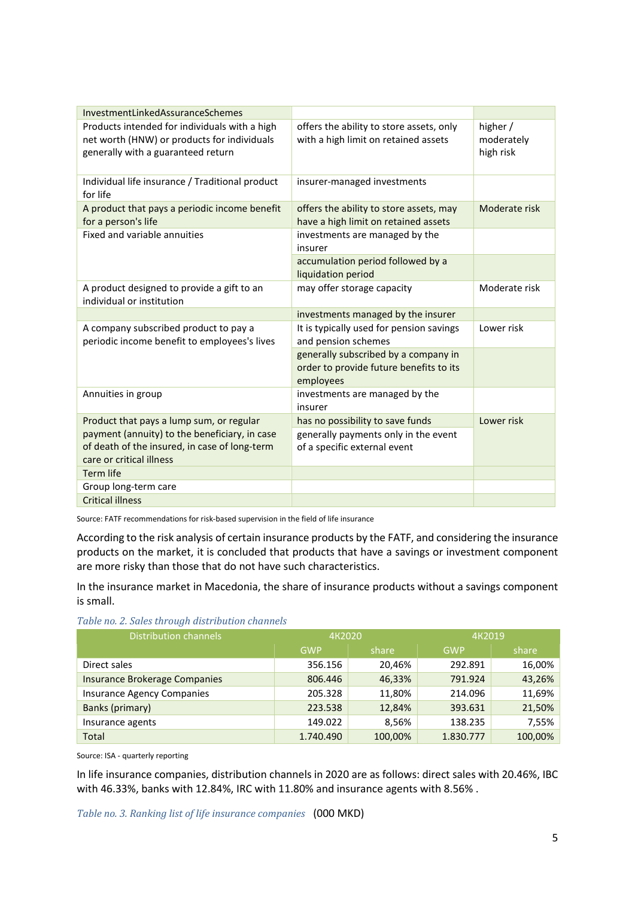| InvestmentLinkedAssuranceSchemes | | |
|---|---|---|
| Products intended for individuals with a high net worth (HNW) or products for individuals generally with a guaranteed return | offers the ability to store assets, only with a high limit on retained assets | higher / moderately high risk |
| Individual life insurance / Traditional product for life | insurer-managed investments | |
| A product that pays a periodic income benefit for a person's life | offers the ability to store assets, may have a high limit on retained assets | Moderate risk |
| Fixed and variable annuities | investments are managed by the insurer | |
| | accumulation period followed by a liquidation period | |
| A product designed to provide a gift to an individual or institution | may offer storage capacity | Moderate risk |
| | investments managed by the insurer | |
| A company subscribed product to pay a periodic income benefit to employees's lives | It is typically used for pension savings and pension schemes | Lower risk |
| | generally subscribed by a company in order to provide future benefits to its employees | |
| Annuities in group | investments are managed by the insurer | |
| Product that pays a lump sum, or regular payment (annuity) to the beneficiary, in case of death of the insured, in case of long-term care or critical illness | has no possibility to save funds<br>generally payments only in the event of a specific external event | Lower risk |
| Term life | | |
| Group long-term care | | |
| Critical illness | | |

Source: FATF recommendations for risk-based supervision in the field of life insurance

According to the risk analysis of certain insurance products by the FATF, and considering the insurance products on the market, it is concluded that products that have a savings or investment component are more risky than those that do not have such characteristics.

In the insurance market in Macedonia, the share of insurance products without a savings component is small.

*Table no. 2. Sales through distribution channels*

| Distribution channels | 4K2020 | | 4K2019 | |
|---|---|---|---|---|
| | GWP | share | GWP | share |
| Direct sales | 356.156 | 20,46% | 292.891 | 16,00% |
| Insurance Brokerage Companies | 806.446 | 46,33% | 791.924 | 43,26% |
| Insurance Agency Companies | 205.328 | 11,80% | 214.096 | 11,69% |
| Banks (primary) | 223.538 | 12,84% | 393.631 | 21,50% |
| Insurance agents | 149.022 | 8,56% | 138.235 | 7,55% |
| Total | 1.740.490 | 100,00% | 1.830.777 | 100,00% |

Source: ISA - quarterly reporting

In life insurance companies, distribution channels in 2020 are as follows: direct sales with 20.46%, IBC with 46.33%, banks with 12.84%, IRC with 11.80% and insurance agents with 8.56% .

*Table no. 3. Ranking list of life insurance companies* (000 MKD)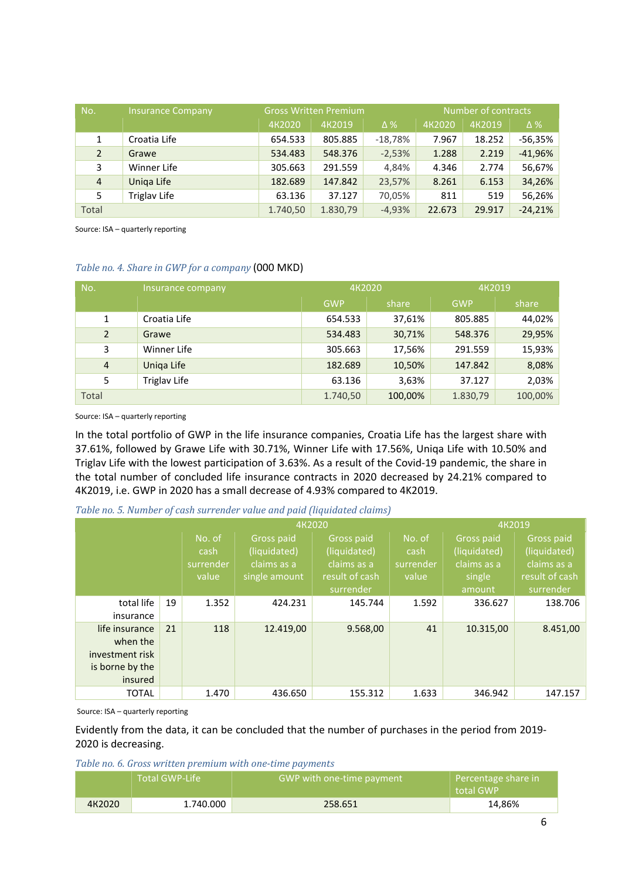| No. | Insurance Company | Gross Written Premium | | | Number of contracts | | |
|---|---|---|---|---|---|---|---|
| | | 4K2020 | 4K2019 | Δ % | 4K2020 | 4K2019 | Δ % |
| 1 | Croatia Life | 654.533 | 805.885 | -18,78% | 7.967 | 18.252 | -56,35% |
| 2 | Grawe | 534.483 | 548.376 | -2,53% | 1.288 | 2.219 | -41,96% |
| 3 | Winner Life | 305.663 | 291.559 | 4,84% | 4.346 | 2.774 | 56,67% |
| 4 | Uniqa Life | 182.689 | 147.842 | 23,57% | 8.261 | 6.153 | 34,26% |
| 5 | Triglav Life | 63.136 | 37.127 | 70,05% | 811 | 519 | 56,26% |
| Total | | 1.740,50 | 1.830,79 | -4,93% | 22.673 | 29.917 | -24,21% |

Source: ISA – quarterly reporting

*Table no. 4. Share in GWP for a company* (000 MKD)

| No. | Insurance company | 4K2020 | | 4K2019 | |
|---|---|---|---|---|---|
| | | GWP | share | GWP | share |
| 1 | Croatia Life | 654.533 | 37,61% | 805.885 | 44,02% |
| 2 | Grawe | 534.483 | 30,71% | 548.376 | 29,95% |
| 3 | Winner Life | 305.663 | 17,56% | 291.559 | 15,93% |
| 4 | Uniqa Life | 182.689 | 10,50% | 147.842 | 8,08% |
| 5 | Triglav Life | 63.136 | 3,63% | 37.127 | 2,03% |
| Total | | 1.740,50 | 100,00% | 1.830,79 | 100,00% |

Source: ISA – quarterly reporting

In the total portfolio of GWP in the life insurance companies, Croatia Life has the largest share with 37.61%, followed by Grawe Life with 30.71%, Winner Life with 17.56%, Uniqa Life with 10.50% and Triglav Life with the lowest participation of 3.63%. As a result of the Covid-19 pandemic, the share in the total number of concluded life insurance contracts in 2020 decreased by 24.21% compared to 4K2019, i.e. GWP in 2020 has a small decrease of 4.93% compared to 4K2019.

*Table no. 5. Number of cash surrender value and paid (liquidated claims)*

| | | 4K2020 | | | 4K2019 | | |
|---|---|---|---|---|---|---|---|
| | | No. of cash surrender value | Gross paid (liquidated) claims as a single amount | Gross paid (liquidated) claims as a result of cash surrender | No. of cash surrender value | Gross paid (liquidated) claims as a single amount | Gross paid (liquidated) claims as a result of cash surrender |
| total life insurance | 19 | 1.352 | 424.231 | 145.744 | 1.592 | 336.627 | 138.706 |
| life insurance when the investment risk is borne by the insured | 21 | 118 | 12.419,00 | 9.568,00 | 41 | 10.315,00 | 8.451,00 |
| TOTAL | | 1.470 | 436.650 | 155.312 | 1.633 | 346.942 | 147.157 |

Source: ISA – quarterly reporting

Evidently from the data, it can be concluded that the number of purchases in the period from 2019-2020 is decreasing.

*Table no. 6. Gross written premium with one-time payments*

| | Total GWP-Life | GWP with one-time payment | Percentage share in total GWP |
|---|---|---|---|
| 4K2020 | 1.740.000 | 258.651 | 14,86% |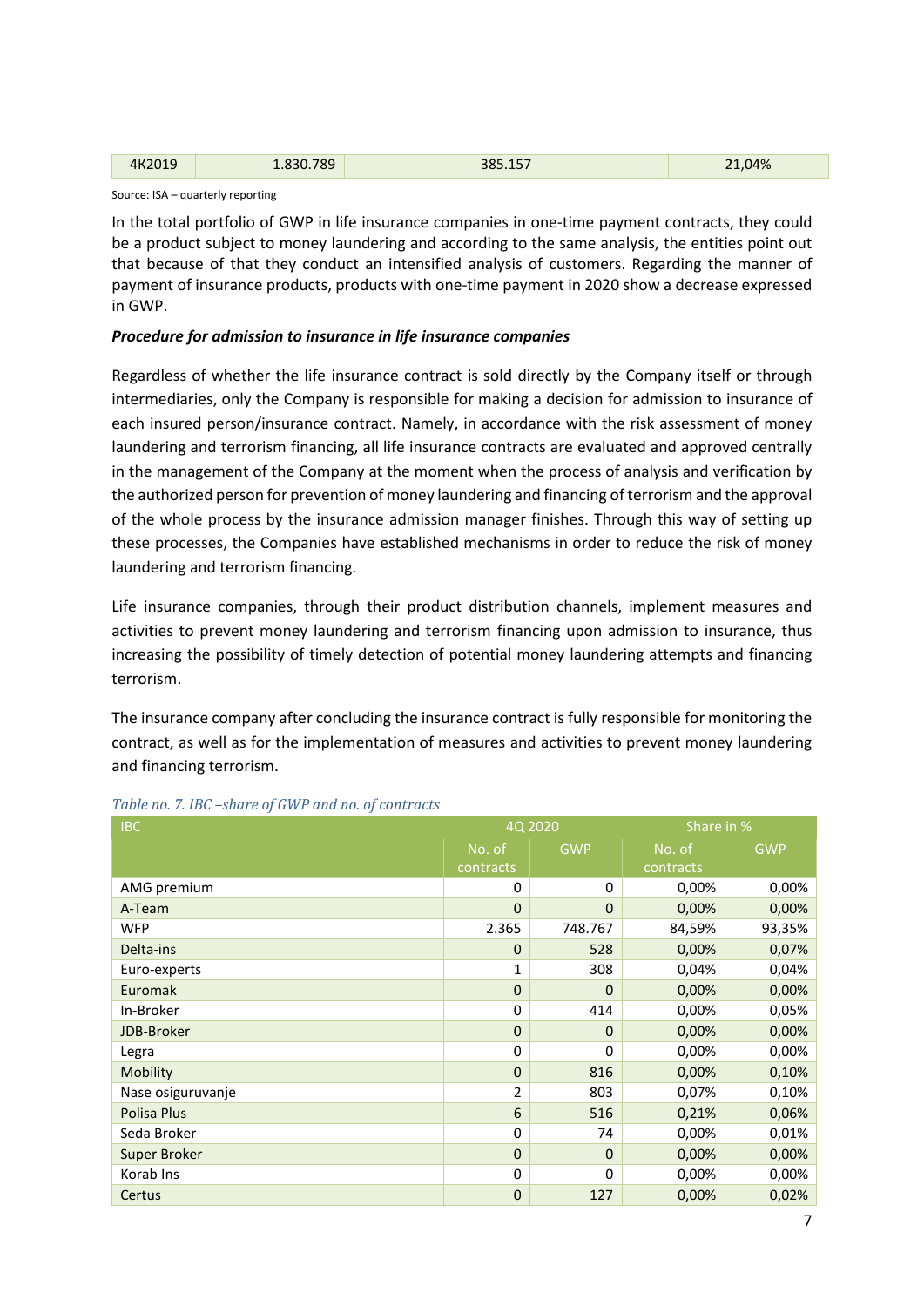| 4K2019 | 1.830.789 | 385.157 | 21,04% |
|---|---|---|---|

Source: ISA – quarterly reporting

In the total portfolio of GWP in life insurance companies in one-time payment contracts, they could be a product subject to money laundering and according to the same analysis, the entities point out that because of that they conduct an intensified analysis of customers. Regarding the manner of payment of insurance products, products with one-time payment in 2020 show a decrease expressed in GWP.

***Procedure for admission to insurance in life insurance companies***

Regardless of whether the life insurance contract is sold directly by the Company itself or through intermediaries, only the Company is responsible for making a decision for admission to insurance of each insured person/insurance contract. Namely, in accordance with the risk assessment of money laundering and terrorism financing, all life insurance contracts are evaluated and approved centrally in the management of the Company at the moment when the process of analysis and verification by the authorized person for prevention of money laundering and financing of terrorism and the approval of the whole process by the insurance admission manager finishes. Through this way of setting up these processes, the Companies have established mechanisms in order to reduce the risk of money laundering and terrorism financing.

Life insurance companies, through their product distribution channels, implement measures and activities to prevent money laundering and terrorism financing upon admission to insurance, thus increasing the possibility of timely detection of potential money laundering attempts and financing terrorism.

The insurance company after concluding the insurance contract is fully responsible for monitoring the contract, as well as for the implementation of measures and activities to prevent money laundering and financing terrorism.

*Table no. 7. IBC –share of GWP and no. of contracts*

| IBC | 4Q 2020 | | Share in % | |
|---|---|---|---|---|
| | No. of contracts | GWP | No. of contracts | GWP |
| AMG premium | 0 | 0 | 0,00% | 0,00% |
| A-Team | 0 | 0 | 0,00% | 0,00% |
| WFP | 2.365 | 748.767 | 84,59% | 93,35% |
| Delta-ins | 0 | 528 | 0,00% | 0,07% |
| Euro-experts | 1 | 308 | 0,04% | 0,04% |
| Euromak | 0 | 0 | 0,00% | 0,00% |
| In-Broker | 0 | 414 | 0,00% | 0,05% |
| JDB-Broker | 0 | 0 | 0,00% | 0,00% |
| Legra | 0 | 0 | 0,00% | 0,00% |
| Mobility | 0 | 816 | 0,00% | 0,10% |
| Nase osiguruvanje | 2 | 803 | 0,07% | 0,10% |
| Polisa Plus | 6 | 516 | 0,21% | 0,06% |
| Seda Broker | 0 | 74 | 0,00% | 0,01% |
| Super Broker | 0 | 0 | 0,00% | 0,00% |
| Korab Ins | 0 | 0 | 0,00% | 0,00% |
| Certus | 0 | 127 | 0,00% | 0,02% |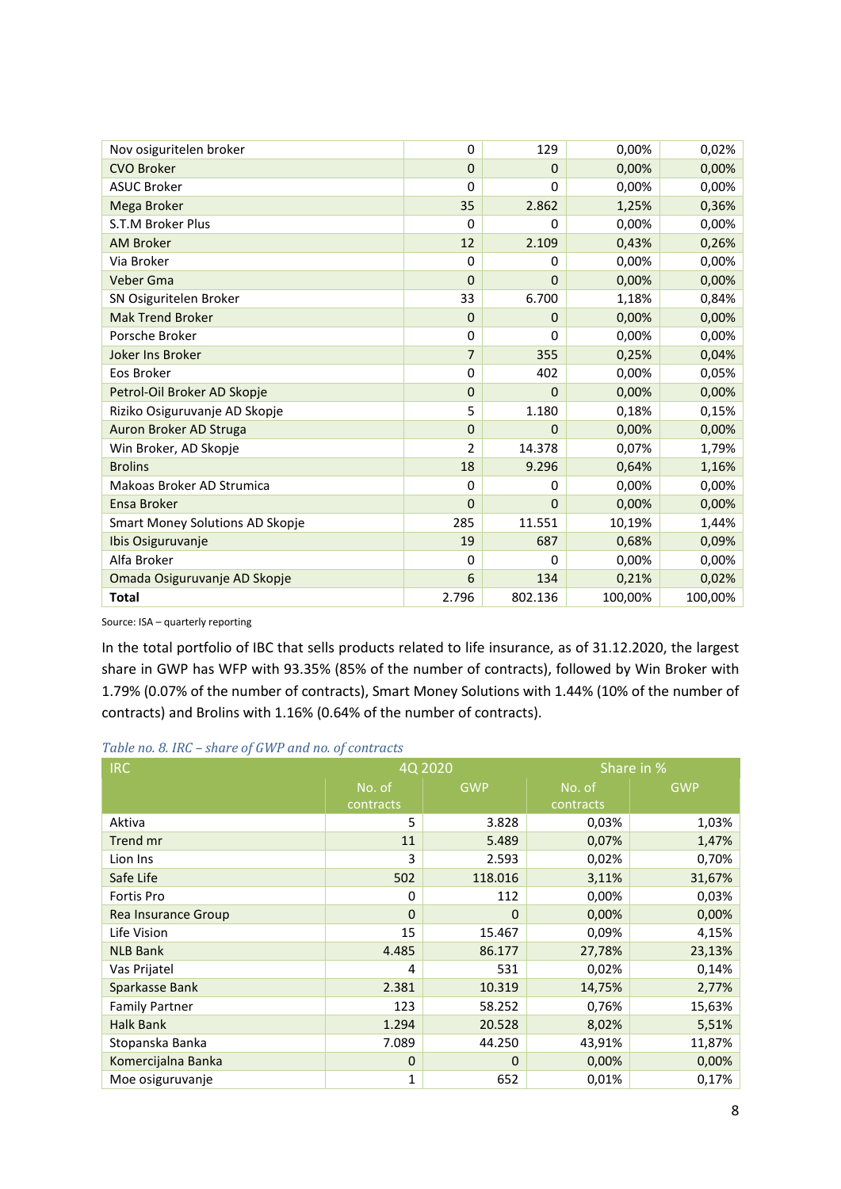| Nov osiguritelen broker | 0 | 129 | 0,00% | 0,02% |
|---|---|---|---|---|
| CVO Broker | 0 | 0 | 0,00% | 0,00% |
| ASUC Broker | 0 | 0 | 0,00% | 0,00% |
| Mega Broker | 35 | 2.862 | 1,25% | 0,36% |
| S.T.M Broker Plus | 0 | 0 | 0,00% | 0,00% |
| AM Broker | 12 | 2.109 | 0,43% | 0,26% |
| Via Broker | 0 | 0 | 0,00% | 0,00% |
| Veber Gma | 0 | 0 | 0,00% | 0,00% |
| SN Osiguritelen Broker | 33 | 6.700 | 1,18% | 0,84% |
| Mak Trend Broker | 0 | 0 | 0,00% | 0,00% |
| Porsche Broker | 0 | 0 | 0,00% | 0,00% |
| Joker Ins Broker | 7 | 355 | 0,25% | 0,04% |
| Eos Broker | 0 | 402 | 0,00% | 0,05% |
| Petrol-Oil Broker AD Skopje | 0 | 0 | 0,00% | 0,00% |
| Riziko Osiguruvanje AD Skopje | 5 | 1.180 | 0,18% | 0,15% |
| Auron Broker AD Struga | 0 | 0 | 0,00% | 0,00% |
| Win Broker, AD Skopje | 2 | 14.378 | 0,07% | 1,79% |
| Brolins | 18 | 9.296 | 0,64% | 1,16% |
| Makoas Broker AD Strumica | 0 | 0 | 0,00% | 0,00% |
| Ensa Broker | 0 | 0 | 0,00% | 0,00% |
| Smart Money Solutions AD Skopje | 285 | 11.551 | 10,19% | 1,44% |
| Ibis Osiguruvanje | 19 | 687 | 0,68% | 0,09% |
| Alfa Broker | 0 | 0 | 0,00% | 0,00% |
| Omada Osiguruvanje AD Skopje | 6 | 134 | 0,21% | 0,02% |
| **Total** | 2.796 | 802.136 | 100,00% | 100,00% |

Source: ISA – quarterly reporting

In the total portfolio of IBC that sells products related to life insurance, as of 31.12.2020, the largest share in GWP has WFP with 93.35% (85% of the number of contracts), followed by Win Broker with 1.79% (0.07% of the number of contracts), Smart Money Solutions with 1.44% (10% of the number of contracts) and Brolins with 1.16% (0.64% of the number of contracts).

*Table no. 8. IRC – share of GWP and no. of contracts*

| IRC | 4Q 2020 | | Share in % | |
|---|---|---|---|---|
| | No. of contracts | GWP | No. of contracts | GWP |
| Aktiva | 5 | 3.828 | 0,03% | 1,03% |
| Trend mr | 11 | 5.489 | 0,07% | 1,47% |
| Lion Ins | 3 | 2.593 | 0,02% | 0,70% |
| Safe Life | 502 | 118.016 | 3,11% | 31,67% |
| Fortis Pro | 0 | 112 | 0,00% | 0,03% |
| Rea Insurance Group | 0 | 0 | 0,00% | 0,00% |
| Life Vision | 15 | 15.467 | 0,09% | 4,15% |
| NLB Bank | 4.485 | 86.177 | 27,78% | 23,13% |
| Vas Prijatel | 4 | 531 | 0,02% | 0,14% |
| Sparkasse Bank | 2.381 | 10.319 | 14,75% | 2,77% |
| Family Partner | 123 | 58.252 | 0,76% | 15,63% |
| Halk Bank | 1.294 | 20.528 | 8,02% | 5,51% |
| Stopanska Banka | 7.089 | 44.250 | 43,91% | 11,87% |
| Komercijalna Banka | 0 | 0 | 0,00% | 0,00% |
| Moe osiguruvanje | 1 | 652 | 0,01% | 0,17% |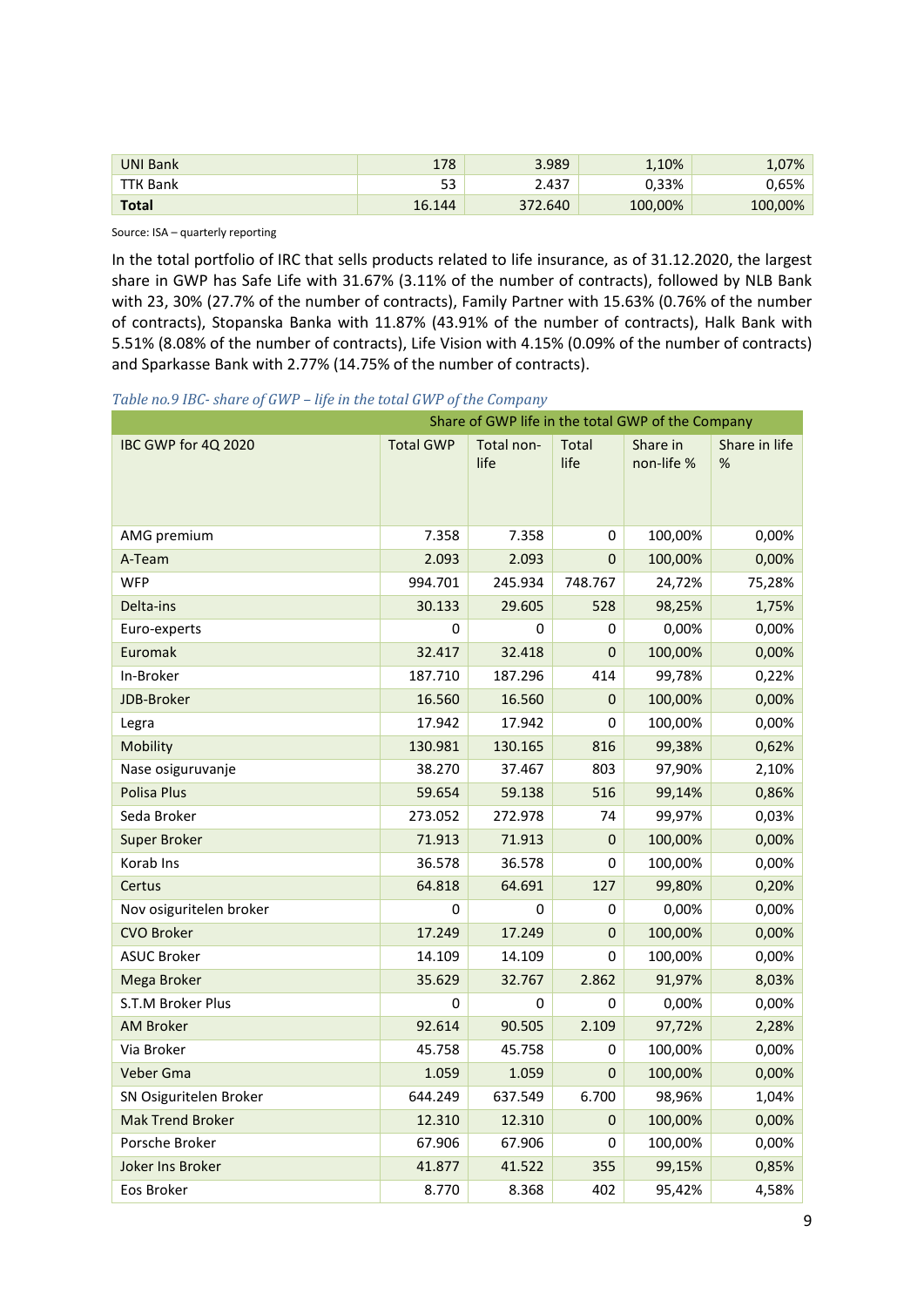| UNI Bank | 178 | 3.989 | 1,10% | 1,07% |
|---|---|---|---|---|
| TTK Bank | 53 | 2.437 | 0,33% | 0,65% |
| **Total** | 16.144 | 372.640 | 100,00% | 100,00% |

Source: ISA – quarterly reporting

In the total portfolio of IRC that sells products related to life insurance, as of 31.12.2020, the largest share in GWP has Safe Life with 31.67% (3.11% of the number of contracts), followed by NLB Bank with 23, 30% (27.7% of the number of contracts), Family Partner with 15.63% (0.76% of the number of contracts), Stopanska Banka with 11.87% (43.91% of the number of contracts), Halk Bank with 5.51% (8.08% of the number of contracts), Life Vision with 4.15% (0.09% of the number of contracts) and Sparkasse Bank with 2.77% (14.75% of the number of contracts).

*Table no.9 IBC- share of GWP – life in the total GWP of the Company*

| | Share of GWP life in the total GWP of the Company | | | | |
|---|---|---|---|---|---|
| IBC GWP for 4Q 2020 | Total GWP | Total non-life | Total life | Share in non-life % | Share in life % |
| AMG premium | 7.358 | 7.358 | 0 | 100,00% | 0,00% |
| A-Team | 2.093 | 2.093 | 0 | 100,00% | 0,00% |
| WFP | 994.701 | 245.934 | 748.767 | 24,72% | 75,28% |
| Delta-ins | 30.133 | 29.605 | 528 | 98,25% | 1,75% |
| Euro-experts | 0 | 0 | 0 | 0,00% | 0,00% |
| Euromak | 32.417 | 32.418 | 0 | 100,00% | 0,00% |
| In-Broker | 187.710 | 187.296 | 414 | 99,78% | 0,22% |
| JDB-Broker | 16.560 | 16.560 | 0 | 100,00% | 0,00% |
| Legra | 17.942 | 17.942 | 0 | 100,00% | 0,00% |
| Mobility | 130.981 | 130.165 | 816 | 99,38% | 0,62% |
| Nase osiguruvanje | 38.270 | 37.467 | 803 | 97,90% | 2,10% |
| Polisa Plus | 59.654 | 59.138 | 516 | 99,14% | 0,86% |
| Seda Broker | 273.052 | 272.978 | 74 | 99,97% | 0,03% |
| Super Broker | 71.913 | 71.913 | 0 | 100,00% | 0,00% |
| Korab Ins | 36.578 | 36.578 | 0 | 100,00% | 0,00% |
| Certus | 64.818 | 64.691 | 127 | 99,80% | 0,20% |
| Nov osiguritelen broker | 0 | 0 | 0 | 0,00% | 0,00% |
| CVO Broker | 17.249 | 17.249 | 0 | 100,00% | 0,00% |
| ASUC Broker | 14.109 | 14.109 | 0 | 100,00% | 0,00% |
| Mega Broker | 35.629 | 32.767 | 2.862 | 91,97% | 8,03% |
| S.T.M Broker Plus | 0 | 0 | 0 | 0,00% | 0,00% |
| AM Broker | 92.614 | 90.505 | 2.109 | 97,72% | 2,28% |
| Via Broker | 45.758 | 45.758 | 0 | 100,00% | 0,00% |
| Veber Gma | 1.059 | 1.059 | 0 | 100,00% | 0,00% |
| SN Osiguritelen Broker | 644.249 | 637.549 | 6.700 | 98,96% | 1,04% |
| Mak Trend Broker | 12.310 | 12.310 | 0 | 100,00% | 0,00% |
| Porsche Broker | 67.906 | 67.906 | 0 | 100,00% | 0,00% |
| Joker Ins Broker | 41.877 | 41.522 | 355 | 99,15% | 0,85% |
| Eos Broker | 8.770 | 8.368 | 402 | 95,42% | 4,58% |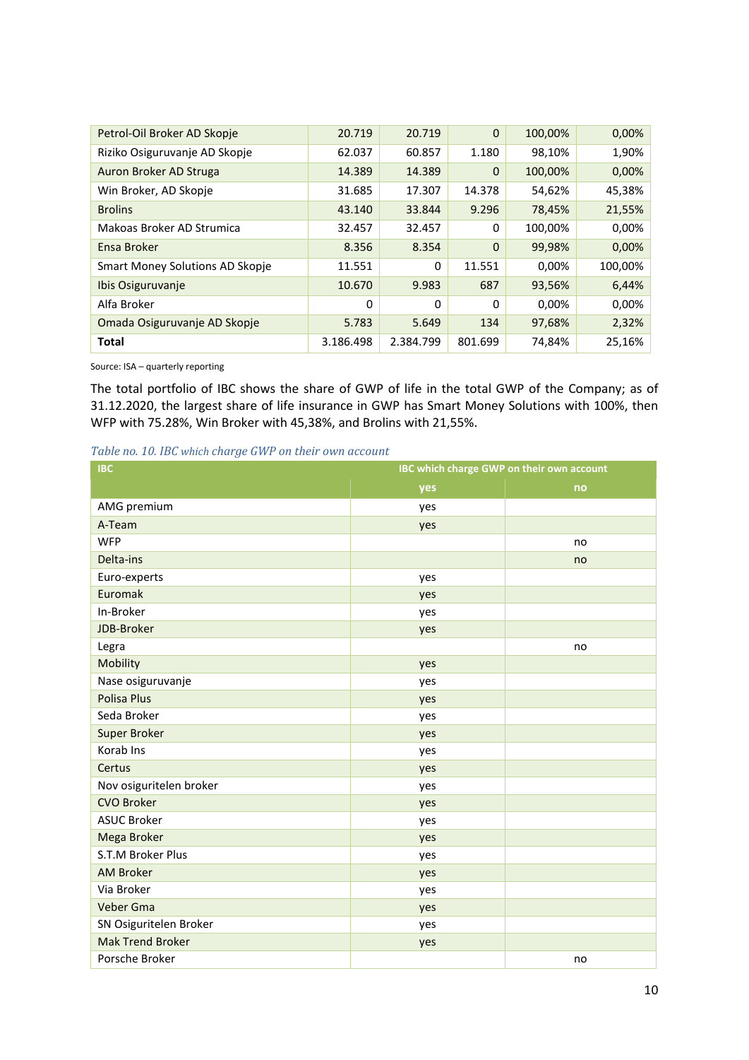| | | | | | |
|---|---|---|---|---|---|
| Petrol-Oil Broker AD Skopje | 20.719 | 20.719 | 0 | 100,00% | 0,00% |
| Riziko Osiguruvanje AD Skopje | 62.037 | 60.857 | 1.180 | 98,10% | 1,90% |
| Auron Broker AD Struga | 14.389 | 14.389 | 0 | 100,00% | 0,00% |
| Win Broker, AD Skopje | 31.685 | 17.307 | 14.378 | 54,62% | 45,38% |
| Brolins | 43.140 | 33.844 | 9.296 | 78,45% | 21,55% |
| Makoas Broker AD Strumica | 32.457 | 32.457 | 0 | 100,00% | 0,00% |
| Ensa Broker | 8.356 | 8.354 | 0 | 99,98% | 0,00% |
| Smart Money Solutions AD Skopje | 11.551 | 0 | 11.551 | 0,00% | 100,00% |
| Ibis Osiguruvanje | 10.670 | 9.983 | 687 | 93,56% | 6,44% |
| Alfa Broker | 0 | 0 | 0 | 0,00% | 0,00% |
| Omada Osiguruvanje AD Skopje | 5.783 | 5.649 | 134 | 97,68% | 2,32% |
| **Total** | 3.186.498 | 2.384.799 | 801.699 | 74,84% | 25,16% |

Source: ISA – quarterly reporting

The total portfolio of IBC shows the share of GWP of life in the total GWP of the Company; as of 31.12.2020, the largest share of life insurance in GWP has Smart Money Solutions with 100%, then WFP with 75.28%, Win Broker with 45,38%, and Brolins with 21,55%.

*Table no. 10. IBC which charge GWP on their own account*

| IBC | IBC which charge GWP on their own account | |
|---|---|---|
| | yes | no |
| AMG premium | yes | |
| A-Team | yes | |
| WFP | | no |
| Delta-ins | | no |
| Euro-experts | yes | |
| Euromak | yes | |
| In-Broker | yes | |
| JDB-Broker | yes | |
| Legra | | no |
| Mobility | yes | |
| Nase osiguruvanje | yes | |
| Polisa Plus | yes | |
| Seda Broker | yes | |
| Super Broker | yes | |
| Korab Ins | yes | |
| Certus | yes | |
| Nov osiguritelen broker | yes | |
| CVO Broker | yes | |
| ASUC Broker | yes | |
| Mega Broker | yes | |
| S.T.M Broker Plus | yes | |
| AM Broker | yes | |
| Via Broker | yes | |
| Veber Gma | yes | |
| SN Osiguritelen Broker | yes | |
| Mak Trend Broker | yes | |
| Porsche Broker | | no |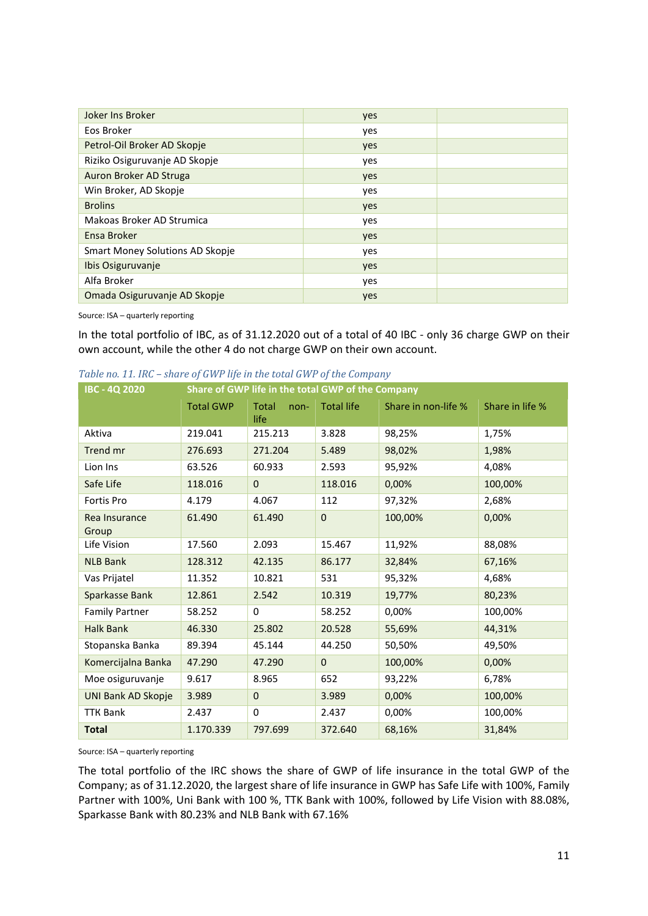| | | |
|---|---|---|
| Joker Ins Broker | yes | |
| Eos Broker | yes | |
| Petrol-Oil Broker AD Skopje | yes | |
| Riziko Osiguruvanje AD Skopje | yes | |
| Auron Broker AD Struga | yes | |
| Win Broker, AD Skopje | yes | |
| Brolins | yes | |
| Makoas Broker AD Strumica | yes | |
| Ensa Broker | yes | |
| Smart Money Solutions AD Skopje | yes | |
| Ibis Osiguruvanje | yes | |
| Alfa Broker | yes | |
| Omada Osiguruvanje AD Skopje | yes | |

Source: ISA – quarterly reporting

In the total portfolio of IBC, as of 31.12.2020 out of a total of 40 IBC - only 36 charge GWP on their own account, while the other 4 do not charge GWP on their own account.

*Table no. 11. IRC – share of GWP life in the total GWP of the Company*

| IBC - 4Q 2020 | Share of GWP life in the total GWP of the Company | | | | |
|---|---|---|---|---|---|
| | Total GWP | Total non-life | Total life | Share in non-life % | Share in life % |
| Aktiva | 219.041 | 215.213 | 3.828 | 98,25% | 1,75% |
| Trend mr | 276.693 | 271.204 | 5.489 | 98,02% | 1,98% |
| Lion Ins | 63.526 | 60.933 | 2.593 | 95,92% | 4,08% |
| Safe Life | 118.016 | 0 | 118.016 | 0,00% | 100,00% |
| Fortis Pro | 4.179 | 4.067 | 112 | 97,32% | 2,68% |
| Rea Insurance Group | 61.490 | 61.490 | 0 | 100,00% | 0,00% |
| Life Vision | 17.560 | 2.093 | 15.467 | 11,92% | 88,08% |
| NLB Bank | 128.312 | 42.135 | 86.177 | 32,84% | 67,16% |
| Vas Prijatel | 11.352 | 10.821 | 531 | 95,32% | 4,68% |
| Sparkasse Bank | 12.861 | 2.542 | 10.319 | 19,77% | 80,23% |
| Family Partner | 58.252 | 0 | 58.252 | 0,00% | 100,00% |
| Halk Bank | 46.330 | 25.802 | 20.528 | 55,69% | 44,31% |
| Stopanska Banka | 89.394 | 45.144 | 44.250 | 50,50% | 49,50% |
| Komercijalna Banka | 47.290 | 47.290 | 0 | 100,00% | 0,00% |
| Moe osiguruvanje | 9.617 | 8.965 | 652 | 93,22% | 6,78% |
| UNI Bank AD Skopje | 3.989 | 0 | 3.989 | 0,00% | 100,00% |
| TTK Bank | 2.437 | 0 | 2.437 | 0,00% | 100,00% |
| **Total** | 1.170.339 | 797.699 | 372.640 | 68,16% | 31,84% |

Source: ISA – quarterly reporting

The total portfolio of the IRC shows the share of GWP of life insurance in the total GWP of the Company; as of 31.12.2020, the largest share of life insurance in GWP has Safe Life with 100%, Family Partner with 100%, Uni Bank with 100 %, TTK Bank with 100%, followed by Life Vision with 88.08%, Sparkasse Bank with 80.23% and NLB Bank with 67.16%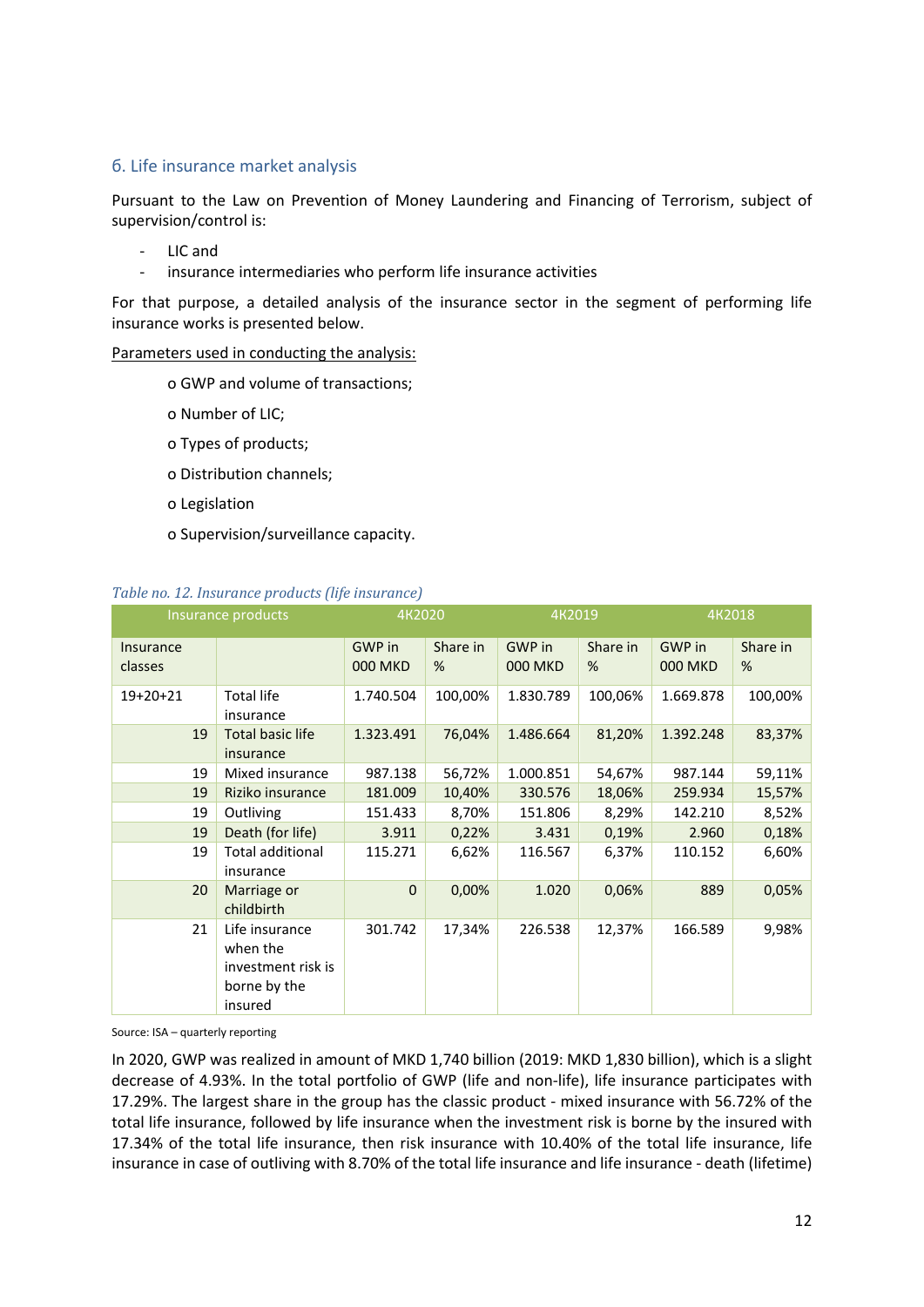## 6. Life insurance market analysis

Pursuant to the Law on Prevention of Money Laundering and Financing of Terrorism, subject of supervision/control is:

- LIC and
- insurance intermediaries who perform life insurance activities

For that purpose, a detailed analysis of the insurance sector in the segment of performing life insurance works is presented below.

Parameters used in conducting the analysis:

- o GWP and volume of transactions;
- o Number of LIC;
- o Types of products;
- o Distribution channels;
- o Legislation
- o Supervision/surveillance capacity.

*Table no. 12. Insurance products (life insurance)*

| Insurance products | | 4К2020 | | 4К2019 | | 4К2018 | |
|---|---|---|---|---|---|---|---|
| Insurance classes | | GWP in 000 MKD | Share in % | GWP in 000 MKD | Share in % | GWP in 000 MKD | Share in % |
| 19+20+21 | Total life insurance | 1.740.504 | 100,00% | 1.830.789 | 100,06% | 1.669.878 | 100,00% |
| 19 | Total basic life insurance | 1.323.491 | 76,04% | 1.486.664 | 81,20% | 1.392.248 | 83,37% |
| 19 | Mixed insurance | 987.138 | 56,72% | 1.000.851 | 54,67% | 987.144 | 59,11% |
| 19 | Riziko insurance | 181.009 | 10,40% | 330.576 | 18,06% | 259.934 | 15,57% |
| 19 | Outliving | 151.433 | 8,70% | 151.806 | 8,29% | 142.210 | 8,52% |
| 19 | Death (for life) | 3.911 | 0,22% | 3.431 | 0,19% | 2.960 | 0,18% |
| 19 | Total additional insurance | 115.271 | 6,62% | 116.567 | 6,37% | 110.152 | 6,60% |
| 20 | Marriage or childbirth | 0 | 0,00% | 1.020 | 0,06% | 889 | 0,05% |
| 21 | Life insurance when the investment risk is borne by the insured | 301.742 | 17,34% | 226.538 | 12,37% | 166.589 | 9,98% |

Source: ISA – quarterly reporting

In 2020, GWP was realized in amount of MKD 1,740 billion (2019: MKD 1,830 billion), which is a slight decrease of 4.93%. In the total portfolio of GWP (life and non-life), life insurance participates with 17.29%. The largest share in the group has the classic product - mixed insurance with 56.72% of the total life insurance, followed by life insurance when the investment risk is borne by the insured with 17.34% of the total life insurance, then risk insurance with 10.40% of the total life insurance, life insurance in case of outliving with 8.70% of the total life insurance and life insurance - death (lifetime)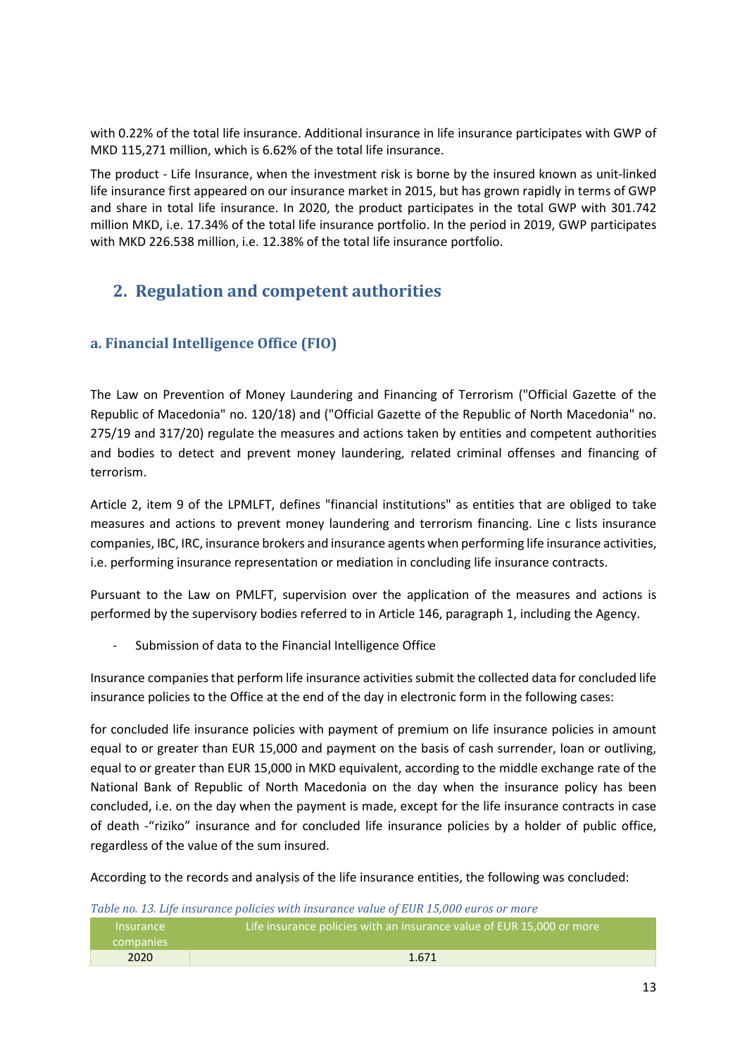with 0.22% of the total life insurance. Additional insurance in life insurance participates with GWP of MKD 115,271 million, which is 6.62% of the total life insurance.

The product - Life Insurance, when the investment risk is borne by the insured known as unit-linked life insurance first appeared on our insurance market in 2015, but has grown rapidly in terms of GWP and share in total life insurance. In 2020, the product participates in the total GWP with 301.742 million MKD, i.e. 17.34% of the total life insurance portfolio. In the period in 2019, GWP participates with MKD 226.538 million, i.e. 12.38% of the total life insurance portfolio.

## 2. Regulation and competent authorities

### a. Financial Intelligence Office (FIO)

The Law on Prevention of Money Laundering and Financing of Terrorism ("Official Gazette of the Republic of Macedonia" no. 120/18) and ("Official Gazette of the Republic of North Macedonia" no. 275/19 and 317/20) regulate the measures and actions taken by entities and competent authorities and bodies to detect and prevent money laundering, related criminal offenses and financing of terrorism.

Article 2, item 9 of the LPMLFT, defines "financial institutions" as entities that are obliged to take measures and actions to prevent money laundering and terrorism financing. Line c lists insurance companies, IBC, IRC, insurance brokers and insurance agents when performing life insurance activities, i.e. performing insurance representation or mediation in concluding life insurance contracts.

Pursuant to the Law on PMLFT, supervision over the application of the measures and actions is performed by the supervisory bodies referred to in Article 146, paragraph 1, including the Agency.

- Submission of data to the Financial Intelligence Office

Insurance companies that perform life insurance activities submit the collected data for concluded life insurance policies to the Office at the end of the day in electronic form in the following cases:

for concluded life insurance policies with payment of premium on life insurance policies in amount equal to or greater than EUR 15,000 and payment on the basis of cash surrender, loan or outliving, equal to or greater than EUR 15,000 in MKD equivalent, according to the middle exchange rate of the National Bank of Republic of North Macedonia on the day when the insurance policy has been concluded, i.e. on the day when the payment is made, except for the life insurance contracts in case of death -"riziko" insurance and for concluded life insurance policies by a holder of public office, regardless of the value of the sum insured.

According to the records and analysis of the life insurance entities, the following was concluded:

*Table no. 13. Life insurance policies with insurance value of EUR 15,000 euros or more*

| Insurance companies | Life insurance policies with an insurance value of EUR 15,000 or more |
|---|---|
| 2020 | 1.671 |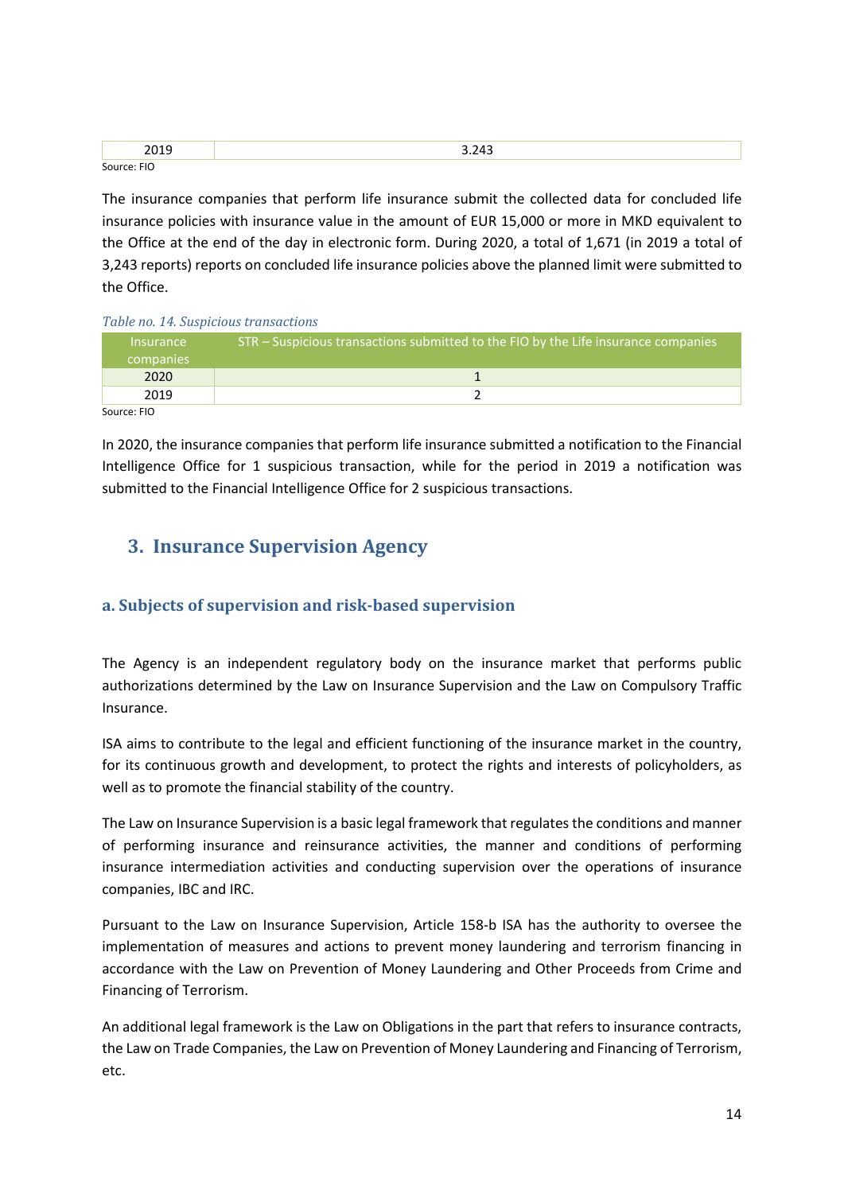| 2019 | 3.243 |
|---|---|

Source: FIO

The insurance companies that perform life insurance submit the collected data for concluded life insurance policies with insurance value in the amount of EUR 15,000 or more in MKD equivalent to the Office at the end of the day in electronic form. During 2020, a total of 1,671 (in 2019 a total of 3,243 reports) reports on concluded life insurance policies above the planned limit were submitted to the Office.

*Table no. 14. Suspicious transactions*

| Insurance companies | STR – Suspicious transactions submitted to the FIO by the Life insurance companies |
|---|---|
| 2020 | 1 |
| 2019 | 2 |

Source: FIO

In 2020, the insurance companies that perform life insurance submitted a notification to the Financial Intelligence Office for 1 suspicious transaction, while for the period in 2019 a notification was submitted to the Financial Intelligence Office for 2 suspicious transactions.

## 3. Insurance Supervision Agency

### a. Subjects of supervision and risk-based supervision

The Agency is an independent regulatory body on the insurance market that performs public authorizations determined by the Law on Insurance Supervision and the Law on Compulsory Traffic Insurance.

ISA aims to contribute to the legal and efficient functioning of the insurance market in the country, for its continuous growth and development, to protect the rights and interests of policyholders, as well as to promote the financial stability of the country.

The Law on Insurance Supervision is a basic legal framework that regulates the conditions and manner of performing insurance and reinsurance activities, the manner and conditions of performing insurance intermediation activities and conducting supervision over the operations of insurance companies, IBC and IRC.

Pursuant to the Law on Insurance Supervision, Article 158-b ISA has the authority to oversee the implementation of measures and actions to prevent money laundering and terrorism financing in accordance with the Law on Prevention of Money Laundering and Other Proceeds from Crime and Financing of Terrorism.

An additional legal framework is the Law on Obligations in the part that refers to insurance contracts, the Law on Trade Companies, the Law on Prevention of Money Laundering and Financing of Terrorism, etc.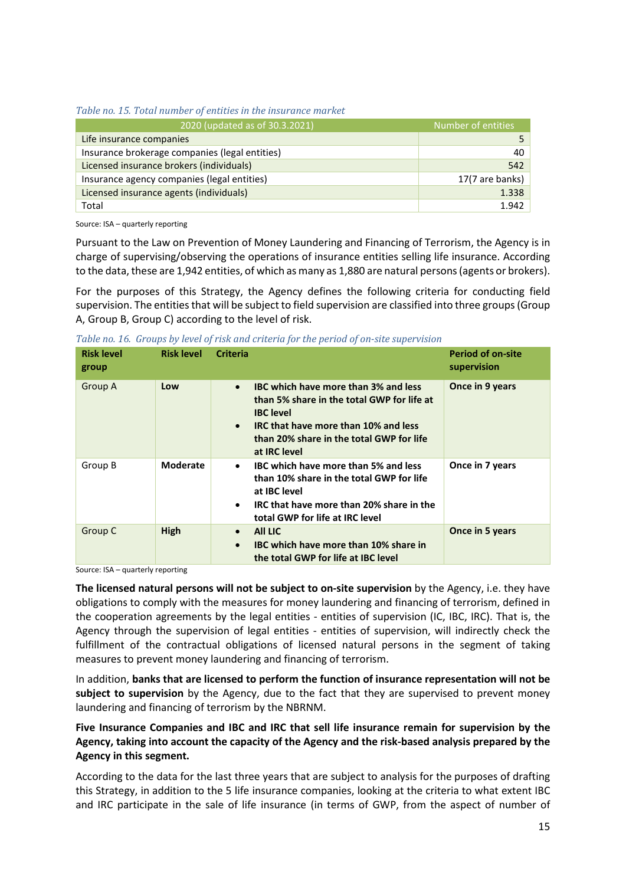*Table no. 15. Total number of entities in the insurance market*

| 2020 (updated as of 30.3.2021) | Number of entities |
|---|---|
| Life insurance companies | 5 |
| Insurance brokerage companies (legal entities) | 40 |
| Licensed insurance brokers (individuals) | 542 |
| Insurance agency companies (legal entities) | 17(7 are banks) |
| Licensed insurance agents (individuals) | 1.338 |
| Total | 1.942 |

Source: ISA – quarterly reporting

Pursuant to the Law on Prevention of Money Laundering and Financing of Terrorism, the Agency is in charge of supervising/observing the operations of insurance entities selling life insurance. According to the data, these are 1,942 entities, of which as many as 1,880 are natural persons (agents or brokers).

For the purposes of this Strategy, the Agency defines the following criteria for conducting field supervision. The entities that will be subject to field supervision are classified into three groups (Group A, Group B, Group C) according to the level of risk.

*Table no. 16. Groups by level of risk and criteria for the period of on-site supervision*

| Risk level group | Risk level | Criteria | Period of on-site supervision |
|---|---|---|---|
| Group A | **Low** | • **IBC which have more than 3% and less than 5% share in the total GWP for life at IBC level**<br>• **IRC that have more than 10% and less than 20% share in the total GWP for life at IRC level** | **Once in 9 years** |
| Group B | **Moderate** | • **IBC which have more than 5% and less than 10% share in the total GWP for life at IBC level**<br>• **IRC that have more than 20% share in the total GWP for life at IRC level** | **Once in 7 years** |
| Group C | **High** | • **All LIC**<br>• **IBC which have more than 10% share in the total GWP for life at IBC level** | **Once in 5 years** |

Source: ISA – quarterly reporting

**The licensed natural persons will not be subject to on-site supervision** by the Agency, i.e. they have obligations to comply with the measures for money laundering and financing of terrorism, defined in the cooperation agreements by the legal entities - entities of supervision (IC, IBC, IRC). That is, the Agency through the supervision of legal entities - entities of supervision, will indirectly check the fulfillment of the contractual obligations of licensed natural persons in the segment of taking measures to prevent money laundering and financing of terrorism.

In addition, **banks that are licensed to perform the function of insurance representation will not be subject to supervision** by the Agency, due to the fact that they are supervised to prevent money laundering and financing of terrorism by the NBRNM.

**Five Insurance Companies and IBC and IRC that sell life insurance remain for supervision by the Agency, taking into account the capacity of the Agency and the risk-based analysis prepared by the Agency in this segment.**

According to the data for the last three years that are subject to analysis for the purposes of drafting this Strategy, in addition to the 5 life insurance companies, looking at the criteria to what extent IBC and IRC participate in the sale of life insurance (in terms of GWP, from the aspect of number of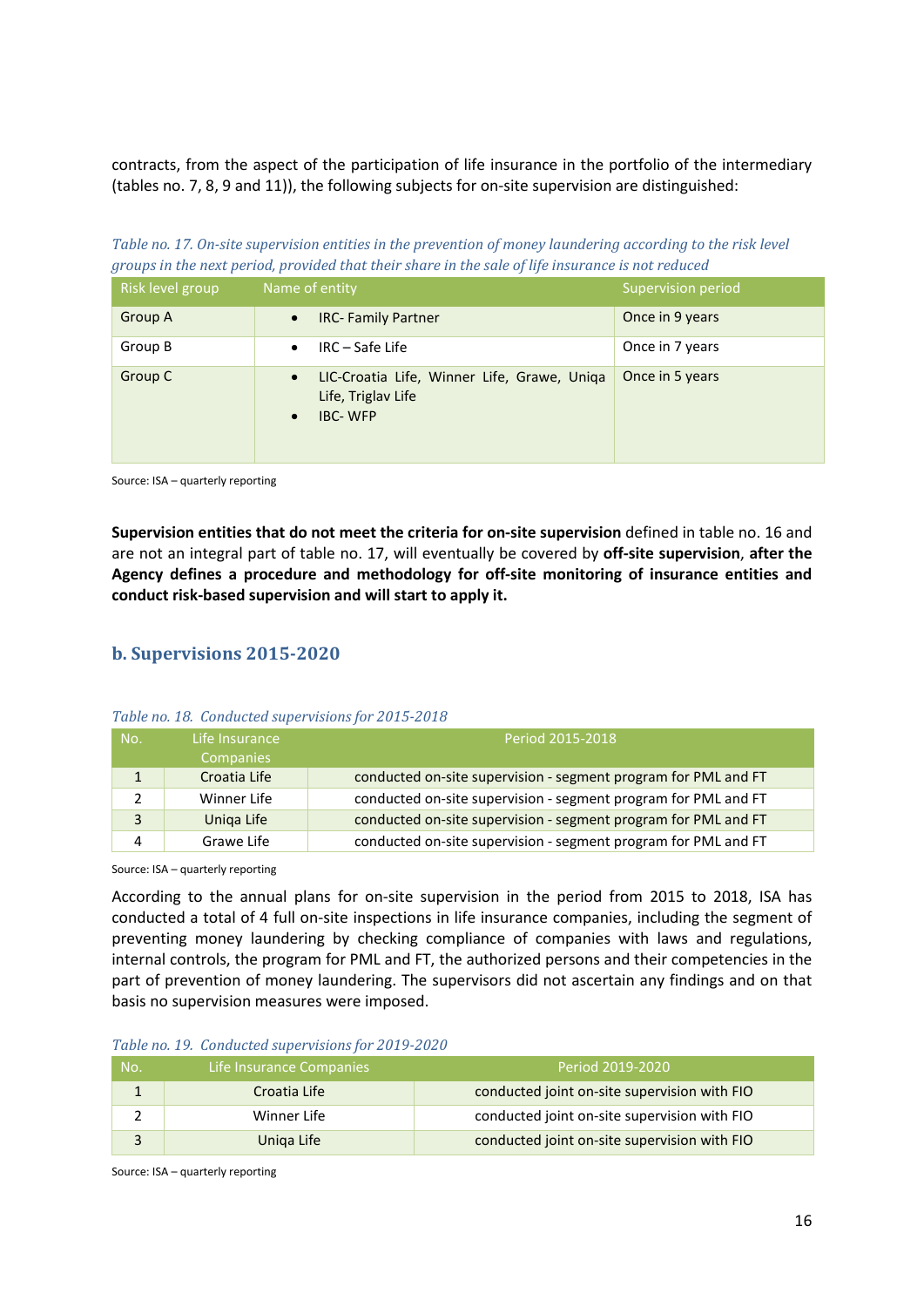contracts, from the aspect of the participation of life insurance in the portfolio of the intermediary (tables no. 7, 8, 9 and 11)), the following subjects for on-site supervision are distinguished:

*Table no. 17. On-site supervision entities in the prevention of money laundering according to the risk level groups in the next period, provided that their share in the sale of life insurance is not reduced*

| Risk level group | Name of entity | Supervision period |
|---|---|---|
| Group A | • IRC- Family Partner | Once in 9 years |
| Group B | • IRC – Safe Life | Once in 7 years |
| Group C | • LIC-Croatia Life, Winner Life, Grawe, Uniqa Life, Triglav Life<br>• IBC- WFP | Once in 5 years |

Source: ISA – quarterly reporting

**Supervision entities that do not meet the criteria for on-site supervision** defined in table no. 16 and are not an integral part of table no. 17, will eventually be covered by **off-site supervision**, **after the Agency defines a procedure and methodology for off-site monitoring of insurance entities and conduct risk-based supervision and will start to apply it.**

## b. Supervisions 2015-2020

*Table no. 18. Conducted supervisions for 2015-2018*

| No. | Life Insurance Companies | Period 2015-2018 |
|---|---|---|
| 1 | Croatia Life | conducted on-site supervision - segment program for PML and FT |
| 2 | Winner Life | conducted on-site supervision - segment program for PML and FT |
| 3 | Uniqa Life | conducted on-site supervision - segment program for PML and FT |
| 4 | Grawe Life | conducted on-site supervision - segment program for PML and FT |

Source: ISA – quarterly reporting

According to the annual plans for on-site supervision in the period from 2015 to 2018, ISA has conducted a total of 4 full on-site inspections in life insurance companies, including the segment of preventing money laundering by checking compliance of companies with laws and regulations, internal controls, the program for PML and FT, the authorized persons and their competencies in the part of prevention of money laundering. The supervisors did not ascertain any findings and on that basis no supervision measures were imposed.

*Table no. 19. Conducted supervisions for 2019-2020*

| No. | Life Insurance Companies | Period 2019-2020 |
|---|---|---|
| 1 | Croatia Life | conducted joint on-site supervision with FIO |
| 2 | Winner Life | conducted joint on-site supervision with FIO |
| 3 | Uniqa Life | conducted joint on-site supervision with FIO |

Source: ISA – quarterly reporting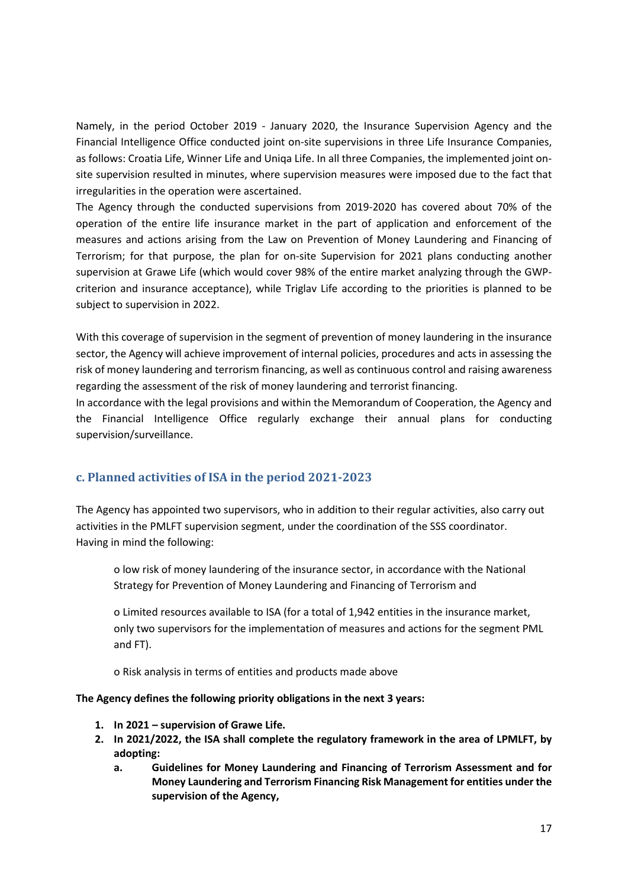Namely, in the period October 2019 - January 2020, the Insurance Supervision Agency and the Financial Intelligence Office conducted joint on-site supervisions in three Life Insurance Companies, as follows: Croatia Life, Winner Life and Uniqa Life. In all three Companies, the implemented joint on-site supervision resulted in minutes, where supervision measures were imposed due to the fact that irregularities in the operation were ascertained.

The Agency through the conducted supervisions from 2019-2020 has covered about 70% of the operation of the entire life insurance market in the part of application and enforcement of the measures and actions arising from the Law on Prevention of Money Laundering and Financing of Terrorism; for that purpose, the plan for on-site Supervision for 2021 plans conducting another supervision at Grawe Life (which would cover 98% of the entire market analyzing through the GWP-criterion and insurance acceptance), while Triglav Life according to the priorities is planned to be subject to supervision in 2022.

With this coverage of supervision in the segment of prevention of money laundering in the insurance sector, the Agency will achieve improvement of internal policies, procedures and acts in assessing the risk of money laundering and terrorism financing, as well as continuous control and raising awareness regarding the assessment of the risk of money laundering and terrorist financing.

In accordance with the legal provisions and within the Memorandum of Cooperation, the Agency and the Financial Intelligence Office regularly exchange their annual plans for conducting supervision/surveillance.

## c. Planned activities of ISA in the period 2021-2023

The Agency has appointed two supervisors, who in addition to their regular activities, also carry out activities in the PMLFT supervision segment, under the coordination of the SSS coordinator.
Having in mind the following:

- o low risk of money laundering of the insurance sector, in accordance with the National Strategy for Prevention of Money Laundering and Financing of Terrorism and
- o Limited resources available to ISA (for a total of 1,942 entities in the insurance market, only two supervisors for the implementation of measures and actions for the segment PML and FT).
- o Risk analysis in terms of entities and products made above

**The Agency defines the following priority obligations in the next 3 years:**

1. **In 2021 – supervision of Grawe Life.**
2. **In 2021/2022, the ISA shall complete the regulatory framework in the area of LPMLFT, by adopting:**
   a. **Guidelines for Money Laundering and Financing of Terrorism Assessment and for Money Laundering and Terrorism Financing Risk Management for entities under the supervision of the Agency,**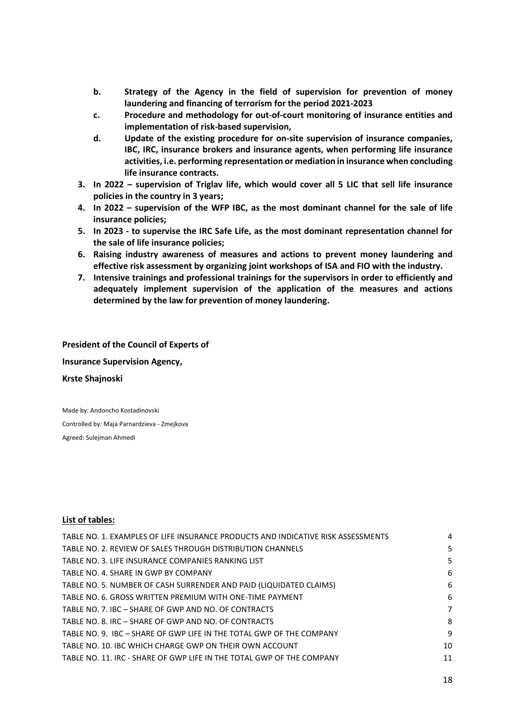- **b. Strategy of the Agency in the field of supervision for prevention of money laundering and financing of terrorism for the period 2021-2023**
   - **c. Procedure and methodology for out-of-court monitoring of insurance entities and implementation of risk-based supervision,**
   - **d. Update of the existing procedure for on-site supervision of insurance companies, IBC, IRC, insurance brokers and insurance agents, when performing life insurance activities, i.e. performing representation or mediation in insurance when concluding life insurance contracts.**

3. **In 2022 – supervision of Triglav life, which would cover all 5 LIC that sell life insurance policies in the country in 3 years;**
4. **In 2022 – supervision of the WFP IBC, as the most dominant channel for the sale of life insurance policies;**
5. **In 2023 - to supervise the IRC Safe Life, as the most dominant representation channel for the sale of life insurance policies;**
6. **Raising industry awareness of measures and actions to prevent money laundering and effective risk assessment by organizing joint workshops of ISA and FIO with the industry.**
7. **Intensive trainings and professional trainings for the supervisors in order to efficiently and adequately implement supervision of the application of the measures and actions determined by the law for prevention of money laundering.**

**President of the Council of Experts of**

**Insurance Supervision Agency,**

**Krste Shajnoski**

Made by: Andoncho Kostadinovski

Controlled by: Maja Parnardzieva - Zmejkova

Agreed: Sulejman Ahmedi

**List of tables:**

| | |
|---|---|
| TABLE NO. 1. EXAMPLES OF LIFE INSURANCE PRODUCTS AND INDICATIVE RISK ASSESSMENTS | 4 |
| TABLE NO. 2. REVIEW OF SALES THROUGH DISTRIBUTION CHANNELS | 5 |
| TABLE NO. 3. LIFE INSURANCE COMPANIES RANKING LIST | 5 |
| TABLE NO. 4. SHARE IN GWP BY COMPANY | 6 |
| TABLE NO. 5. NUMBER OF CASH SURRENDER AND PAID (LIQUIDATED CLAIMS) | 6 |
| TABLE NO. 6. GROSS WRITTEN PREMIUM WITH ONE-TIME PAYMENT | 6 |
| TABLE NO. 7. IBC – SHARE OF GWP AND NO. OF CONTRACTS | 7 |
| TABLE NO. 8. IRC – SHARE OF GWP AND NO. OF CONTRACTS | 8 |
| TABLE NO. 9. IBC – SHARE OF GWP LIFE IN THE TOTAL GWP OF THE COMPANY | 9 |
| TABLE NO. 10. IBC WHICH CHARGE GWP ON THEIR OWN ACCOUNT | 10 |
| TABLE NO. 11. IRC - SHARE OF GWP LIFE IN THE TOTAL GWP OF THE COMPANY | 11 |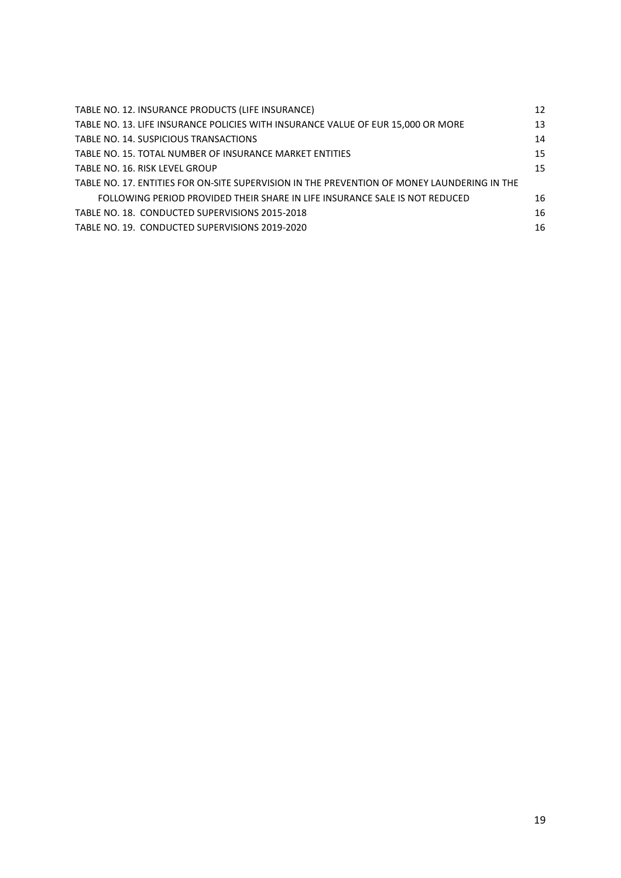TABLE NO. 12. INSURANCE PRODUCTS (LIFE INSURANCE) 12

TABLE NO. 13. LIFE INSURANCE POLICIES WITH INSURANCE VALUE OF EUR 15,000 OR MORE 13

TABLE NO. 14. SUSPICIOUS TRANSACTIONS 14

TABLE NO. 15. TOTAL NUMBER OF INSURANCE MARKET ENTITIES 15

TABLE NO. 16. RISK LEVEL GROUP 15

TABLE NO. 17. ENTITIES FOR ON-SITE SUPERVISION IN THE PREVENTION OF MONEY LAUNDERING IN THE FOLLOWING PERIOD PROVIDED THEIR SHARE IN LIFE INSURANCE SALE IS NOT REDUCED 16

TABLE NO. 18. CONDUCTED SUPERVISIONS 2015-2018 16

TABLE NO. 19. CONDUCTED SUPERVISIONS 2019-2020 16